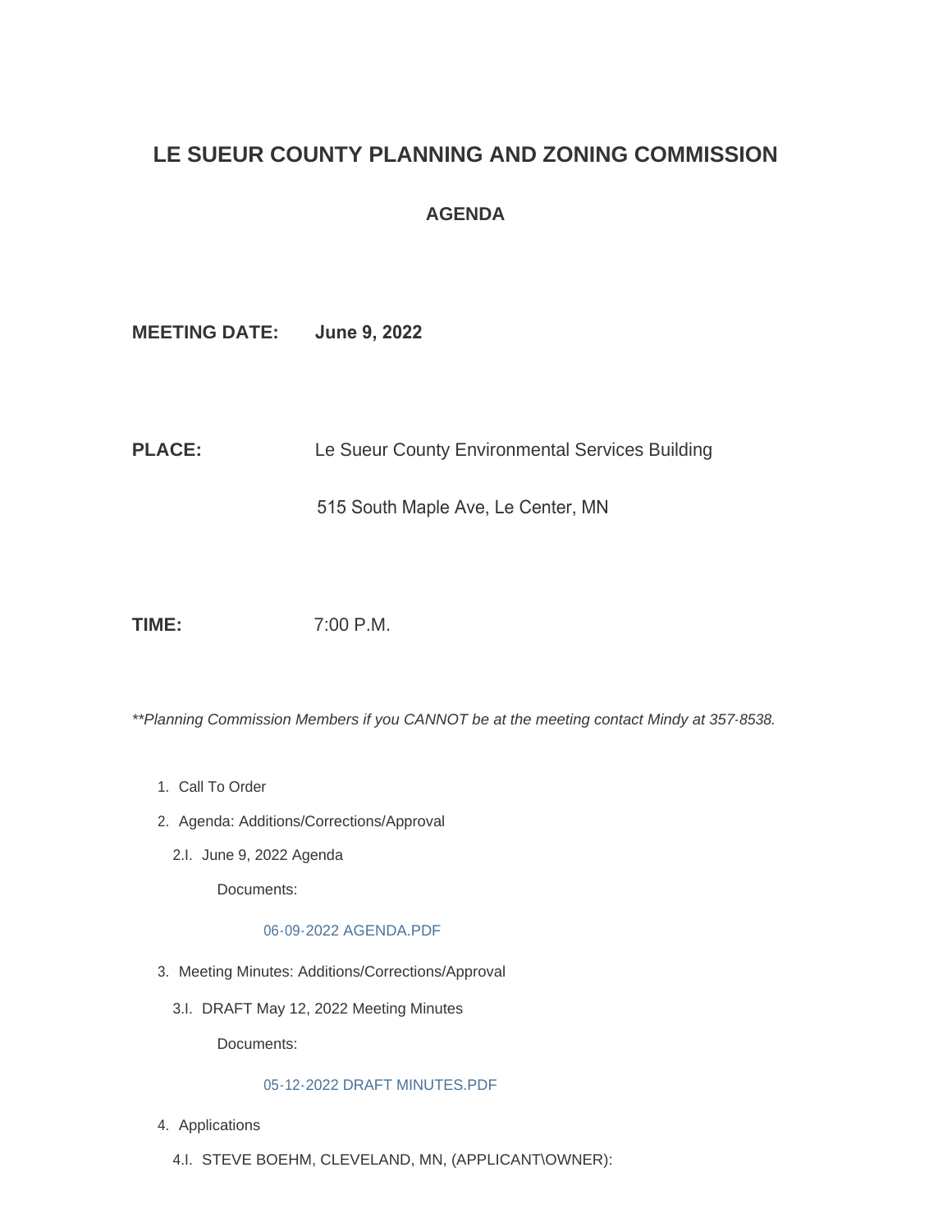# LE SUEUR COUNTY PLANNING AND ZONING COMMISSION

## AGENDA

**MEETING DATE:** **June 9, 2022**

**PLACE:** Le Sueur County Environmental Services Building

515 South Maple Ave, Le Center, MN

**TIME:** 7:00 P.M.

*\*\*Planning Commission Members if you CANNOT be at the meeting contact Mindy at 357-8538.*

1. Call To Order
2. Agenda: Additions/Corrections/Approval
   - 2.I. June 9, 2022 Agenda

     Documents:

     06-09-2022 AGENDA.PDF
3. Meeting Minutes: Additions/Corrections/Approval
   - 3.I. DRAFT May 12, 2022 Meeting Minutes

     Documents:

     05-12-2022 DRAFT MINUTES.PDF
4. Applications
   - 4.I. STEVE BOEHM, CLEVELAND, MN, (APPLICANT\OWNER):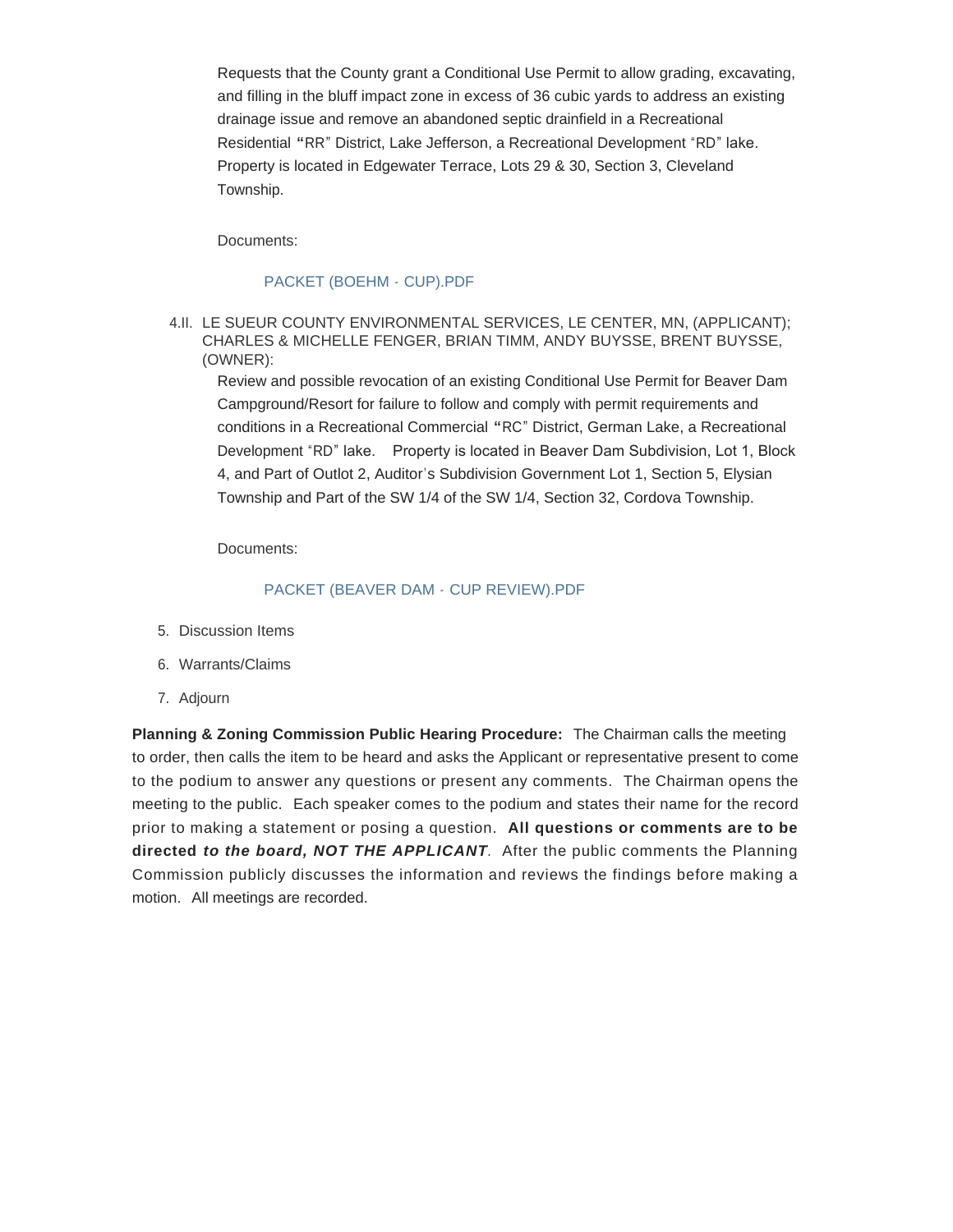Requests that the County grant a Conditional Use Permit to allow grading, excavating, and filling in the bluff impact zone in excess of 36 cubic yards to address an existing drainage issue and remove an abandoned septic drainfield in a Recreational Residential "RR" District, Lake Jefferson, a Recreational Development "RD" lake. Property is located in Edgewater Terrace, Lots 29 & 30, Section 3, Cleveland Township.

Documents:

PACKET (BOEHM - CUP).PDF

4.II. LE SUEUR COUNTY ENVIRONMENTAL SERVICES, LE CENTER, MN, (APPLICANT); CHARLES & MICHELLE FENGER, BRIAN TIMM, ANDY BUYSSE, BRENT BUYSSE, (OWNER):

Review and possible revocation of an existing Conditional Use Permit for Beaver Dam Campground/Resort for failure to follow and comply with permit requirements and conditions in a Recreational Commercial "RC" District, German Lake, a Recreational Development "RD" lake. Property is located in Beaver Dam Subdivision, Lot 1, Block 4, and Part of Outlot 2, Auditor's Subdivision Government Lot 1, Section 5, Elysian Township and Part of the SW 1/4 of the SW 1/4, Section 32, Cordova Township.

Documents:

PACKET (BEAVER DAM - CUP REVIEW).PDF

5. Discussion Items
6. Warrants/Claims
7. Adjourn

**Planning & Zoning Commission Public Hearing Procedure:** The Chairman calls the meeting to order, then calls the item to be heard and asks the Applicant or representative present to come to the podium to answer any questions or present any comments. The Chairman opens the meeting to the public. Each speaker comes to the podium and states their name for the record prior to making a statement or posing a question. **All questions or comments are to be directed *to the board, NOT THE APPLICANT*.** After the public comments the Planning Commission publicly discusses the information and reviews the findings before making a motion. All meetings are recorded.